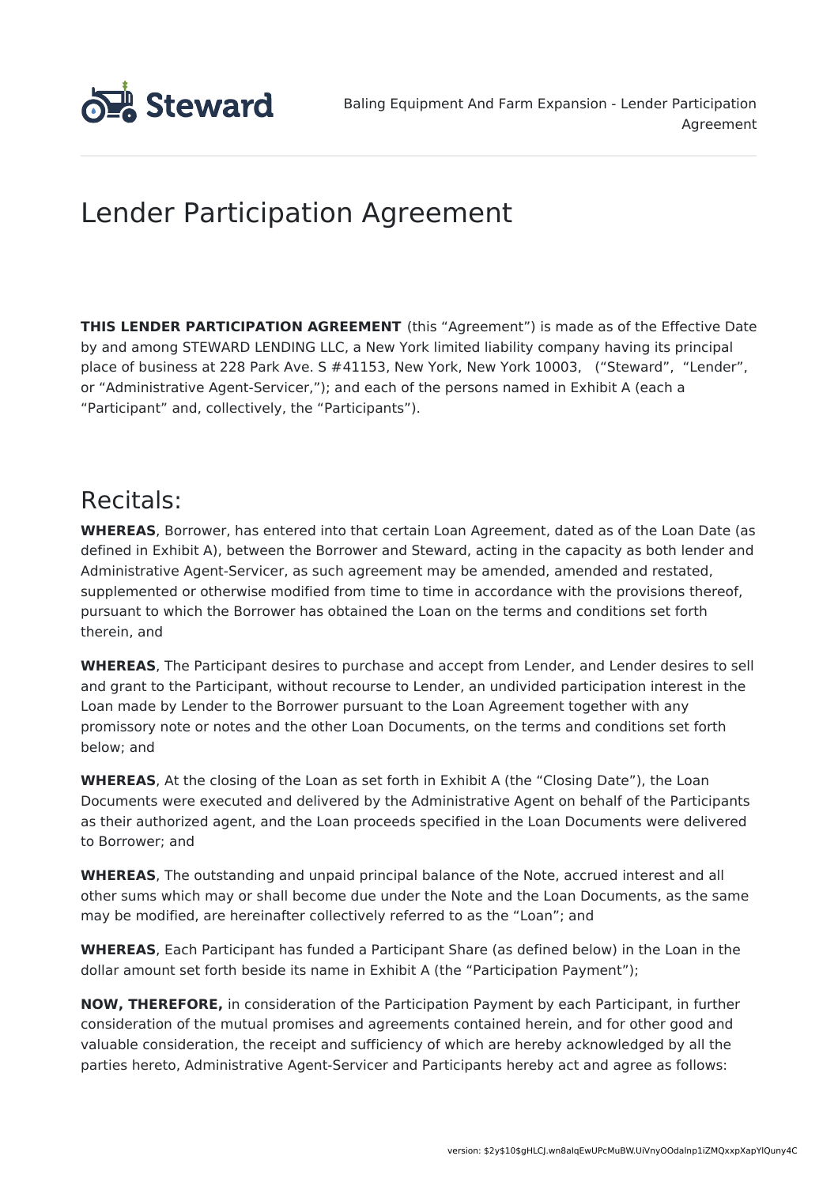# Lender Participation Agreement

**THIS LENDER PARTICIPATION AGREEMENT** (this "Agreement") is made as of the Effective Date by and among STEWARD LENDING LLC, a New York limited liability company having its principal place of business at 228 Park Ave. S #41153, New York, New York 10003, ("Steward", "Lender", or "Administrative Agent-Servicer,"); and each of the persons named in Exhibit A (each a "Participant" and, collectively, the "Participants").

## Recitals:

**WHEREAS**, Borrower, has entered into that certain Loan Agreement, dated as of the Loan Date (as defined in Exhibit A), between the Borrower and Steward, acting in the capacity as both lender and Administrative Agent-Servicer, as such agreement may be amended, amended and restated, supplemented or otherwise modified from time to time in accordance with the provisions thereof, pursuant to which the Borrower has obtained the Loan on the terms and conditions set forth therein, and

**WHEREAS**, The Participant desires to purchase and accept from Lender, and Lender desires to sell and grant to the Participant, without recourse to Lender, an undivided participation interest in the Loan made by Lender to the Borrower pursuant to the Loan Agreement together with any promissory note or notes and the other Loan Documents, on the terms and conditions set forth below; and

**WHEREAS**, At the closing of the Loan as set forth in Exhibit A (the "Closing Date"), the Loan Documents were executed and delivered by the Administrative Agent on behalf of the Participants as their authorized agent, and the Loan proceeds specified in the Loan Documents were delivered to Borrower; and

**WHEREAS**, The outstanding and unpaid principal balance of the Note, accrued interest and all other sums which may or shall become due under the Note and the Loan Documents, as the same may be modified, are hereinafter collectively referred to as the "Loan"; and

**WHEREAS**, Each Participant has funded a Participant Share (as defined below) in the Loan in the dollar amount set forth beside its name in Exhibit A (the "Participation Payment");

**NOW, THEREFORE,** in consideration of the Participation Payment by each Participant, in further consideration of the mutual promises and agreements contained herein, and for other good and valuable consideration, the receipt and sufficiency of which are hereby acknowledged by all the parties hereto, Administrative Agent-Servicer and Participants hereby act and agree as follows: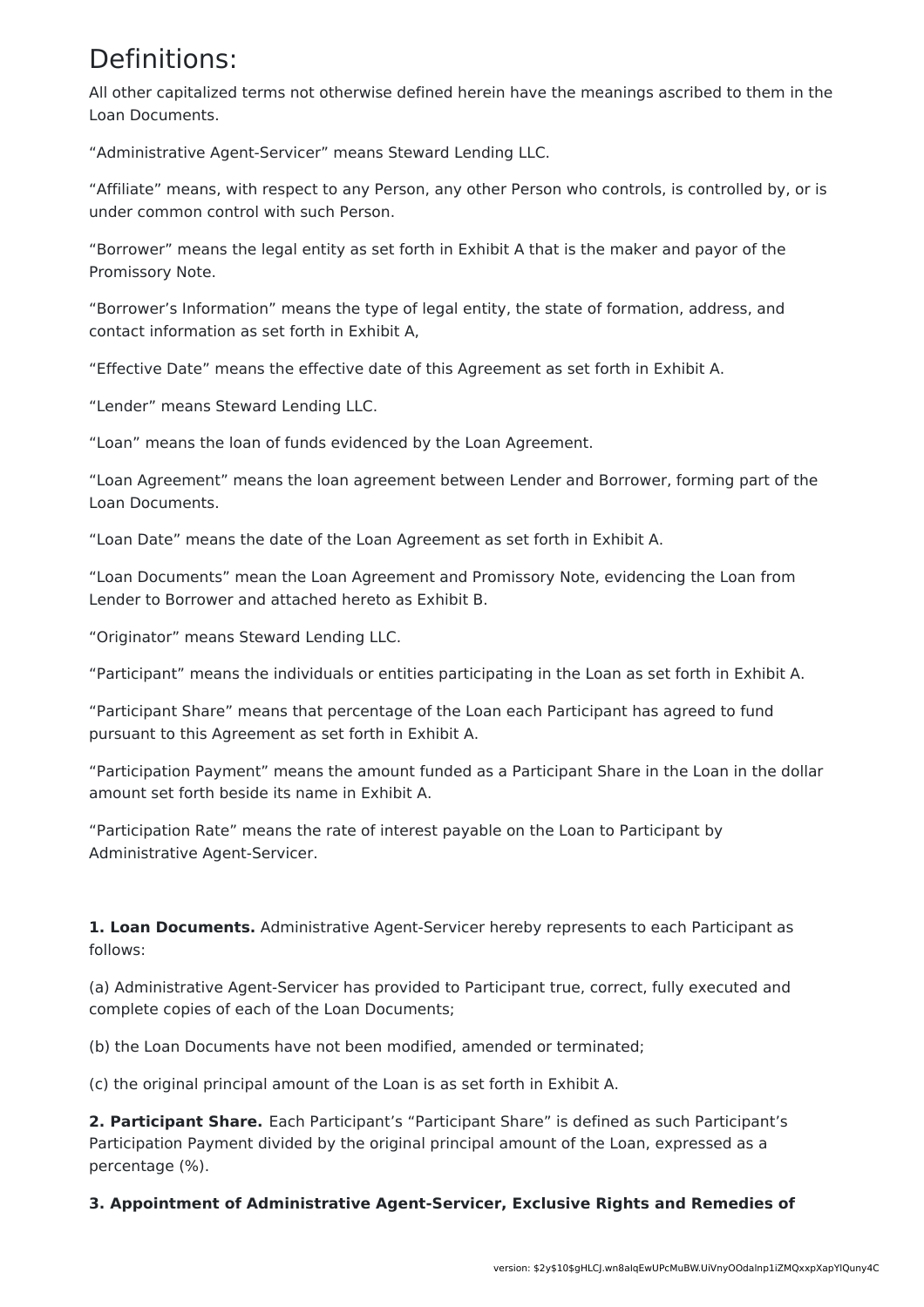# Definitions:

All other capitalized terms not otherwise defined herein have the meanings ascribed to them in the Loan Documents.

"Administrative Agent-Servicer" means Steward Lending LLC.

"Affiliate" means, with respect to any Person, any other Person who controls, is controlled by, or is under common control with such Person.

"Borrower" means the legal entity as set forth in Exhibit A that is the maker and payor of the Promissory Note.

"Borrower's Information" means the type of legal entity, the state of formation, address, and contact information as set forth in Exhibit A,

"Effective Date" means the effective date of this Agreement as set forth in Exhibit A.

"Lender" means Steward Lending LLC.

"Loan" means the loan of funds evidenced by the Loan Agreement.

"Loan Agreement" means the loan agreement between Lender and Borrower, forming part of the Loan Documents.

"Loan Date" means the date of the Loan Agreement as set forth in Exhibit A.

"Loan Documents" mean the Loan Agreement and Promissory Note, evidencing the Loan from Lender to Borrower and attached hereto as Exhibit B.

"Originator" means Steward Lending LLC.

"Participant" means the individuals or entities participating in the Loan as set forth in Exhibit A.

"Participant Share" means that percentage of the Loan each Participant has agreed to fund pursuant to this Agreement as set forth in Exhibit A.

"Participation Payment" means the amount funded as a Participant Share in the Loan in the dollar amount set forth beside its name in Exhibit A.

"Participation Rate" means the rate of interest payable on the Loan to Participant by Administrative Agent-Servicer.

**1. Loan Documents.** Administrative Agent-Servicer hereby represents to each Participant as follows:

(a) Administrative Agent-Servicer has provided to Participant true, correct, fully executed and complete copies of each of the Loan Documents;

(b) the Loan Documents have not been modified, amended or terminated;

(c) the original principal amount of the Loan is as set forth in Exhibit A.

**2. Participant Share.** Each Participant's "Participant Share" is defined as such Participant's Participation Payment divided by the original principal amount of the Loan, expressed as a percentage (%).

**3. Appointment of Administrative Agent-Servicer, Exclusive Rights and Remedies of**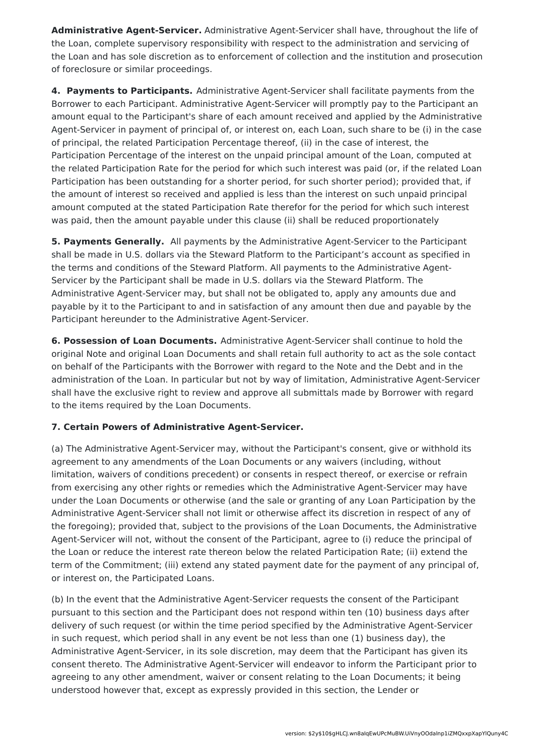**Administrative Agent-Servicer.** Administrative Agent-Servicer shall have, throughout the life of the Loan, complete supervisory responsibility with respect to the administration and servicing of the Loan and has sole discretion as to enforcement of collection and the institution and prosecution of foreclosure or similar proceedings.

**4. Payments to Participants.** Administrative Agent-Servicer shall facilitate payments from the Borrower to each Participant. Administrative Agent-Servicer will promptly pay to the Participant an amount equal to the Participant's share of each amount received and applied by the Administrative Agent-Servicer in payment of principal of, or interest on, each Loan, such share to be (i) in the case of principal, the related Participation Percentage thereof, (ii) in the case of interest, the Participation Percentage of the interest on the unpaid principal amount of the Loan, computed at the related Participation Rate for the period for which such interest was paid (or, if the related Loan Participation has been outstanding for a shorter period, for such shorter period); provided that, if the amount of interest so received and applied is less than the interest on such unpaid principal amount computed at the stated Participation Rate therefor for the period for which such interest was paid, then the amount payable under this clause (ii) shall be reduced proportionately

**5. Payments Generally.** All payments by the Administrative Agent-Servicer to the Participant shall be made in U.S. dollars via the Steward Platform to the Participant's account as specified in the terms and conditions of the Steward Platform. All payments to the Administrative Agent-Servicer by the Participant shall be made in U.S. dollars via the Steward Platform. The Administrative Agent-Servicer may, but shall not be obligated to, apply any amounts due and payable by it to the Participant to and in satisfaction of any amount then due and payable by the Participant hereunder to the Administrative Agent-Servicer.

**6. Possession of Loan Documents.** Administrative Agent-Servicer shall continue to hold the original Note and original Loan Documents and shall retain full authority to act as the sole contact on behalf of the Participants with the Borrower with regard to the Note and the Debt and in the administration of the Loan. In particular but not by way of limitation, Administrative Agent-Servicer shall have the exclusive right to review and approve all submittals made by Borrower with regard to the items required by the Loan Documents.

**7. Certain Powers of Administrative Agent-Servicer.**

(a) The Administrative Agent-Servicer may, without the Participant's consent, give or withhold its agreement to any amendments of the Loan Documents or any waivers (including, without limitation, waivers of conditions precedent) or consents in respect thereof, or exercise or refrain from exercising any other rights or remedies which the Administrative Agent-Servicer may have under the Loan Documents or otherwise (and the sale or granting of any Loan Participation by the Administrative Agent-Servicer shall not limit or otherwise affect its discretion in respect of any of the foregoing); provided that, subject to the provisions of the Loan Documents, the Administrative Agent-Servicer will not, without the consent of the Participant, agree to (i) reduce the principal of the Loan or reduce the interest rate thereon below the related Participation Rate; (ii) extend the term of the Commitment; (iii) extend any stated payment date for the payment of any principal of, or interest on, the Participated Loans.

(b) In the event that the Administrative Agent-Servicer requests the consent of the Participant pursuant to this section and the Participant does not respond within ten (10) business days after delivery of such request (or within the time period specified by the Administrative Agent-Servicer in such request, which period shall in any event be not less than one (1) business day), the Administrative Agent-Servicer, in its sole discretion, may deem that the Participant has given its consent thereto. The Administrative Agent-Servicer will endeavor to inform the Participant prior to agreeing to any other amendment, waiver or consent relating to the Loan Documents; it being understood however that, except as expressly provided in this section, the Lender or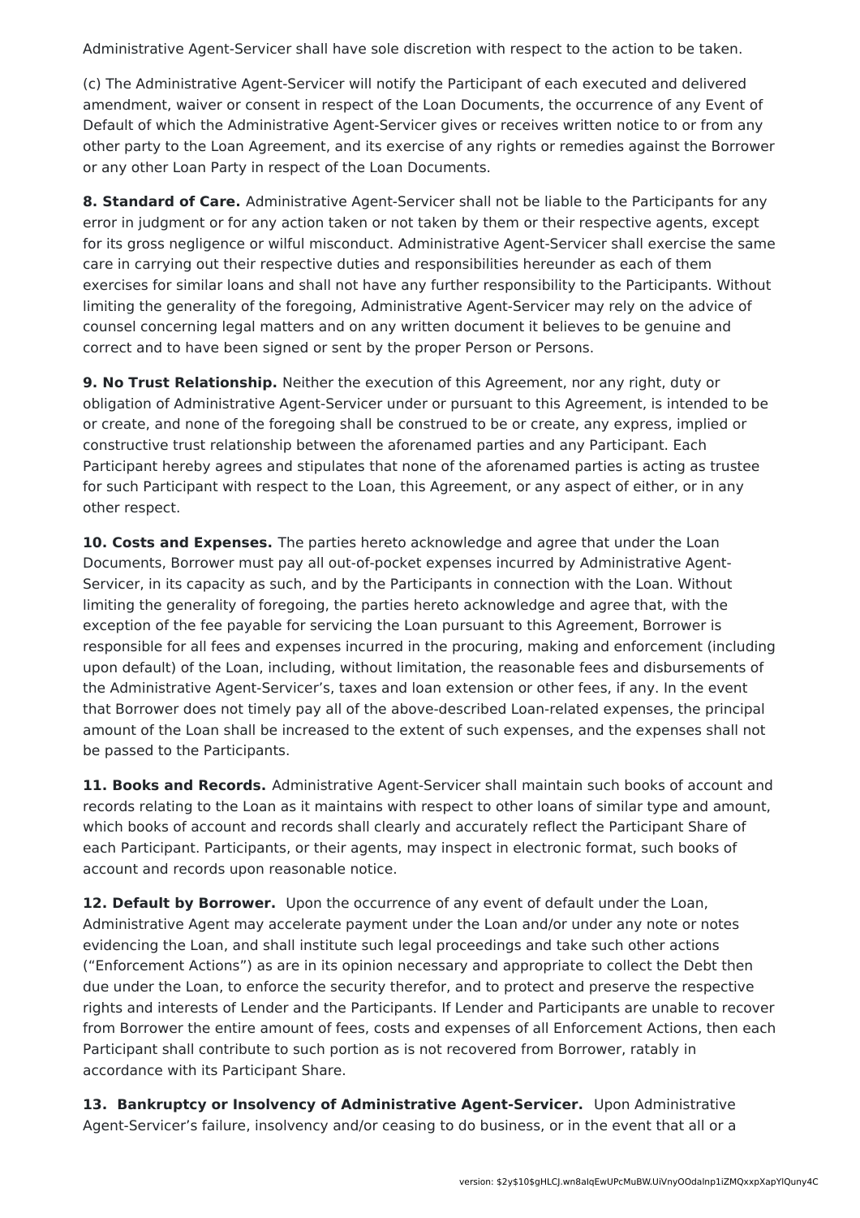Administrative Agent-Servicer shall have sole discretion with respect to the action to be taken.

(c) The Administrative Agent-Servicer will notify the Participant of each executed and delivered amendment, waiver or consent in respect of the Loan Documents, the occurrence of any Event of Default of which the Administrative Agent-Servicer gives or receives written notice to or from any other party to the Loan Agreement, and its exercise of any rights or remedies against the Borrower or any other Loan Party in respect of the Loan Documents.

**8. Standard of Care.** Administrative Agent-Servicer shall not be liable to the Participants for any error in judgment or for any action taken or not taken by them or their respective agents, except for its gross negligence or wilful misconduct. Administrative Agent-Servicer shall exercise the same care in carrying out their respective duties and responsibilities hereunder as each of them exercises for similar loans and shall not have any further responsibility to the Participants. Without limiting the generality of the foregoing, Administrative Agent-Servicer may rely on the advice of counsel concerning legal matters and on any written document it believes to be genuine and correct and to have been signed or sent by the proper Person or Persons.

**9. No Trust Relationship.** Neither the execution of this Agreement, nor any right, duty or obligation of Administrative Agent-Servicer under or pursuant to this Agreement, is intended to be or create, and none of the foregoing shall be construed to be or create, any express, implied or constructive trust relationship between the aforenamed parties and any Participant. Each Participant hereby agrees and stipulates that none of the aforenamed parties is acting as trustee for such Participant with respect to the Loan, this Agreement, or any aspect of either, or in any other respect.

**10. Costs and Expenses.** The parties hereto acknowledge and agree that under the Loan Documents, Borrower must pay all out-of-pocket expenses incurred by Administrative Agent-Servicer, in its capacity as such, and by the Participants in connection with the Loan. Without limiting the generality of foregoing, the parties hereto acknowledge and agree that, with the exception of the fee payable for servicing the Loan pursuant to this Agreement, Borrower is responsible for all fees and expenses incurred in the procuring, making and enforcement (including upon default) of the Loan, including, without limitation, the reasonable fees and disbursements of the Administrative Agent-Servicer's, taxes and loan extension or other fees, if any. In the event that Borrower does not timely pay all of the above-described Loan-related expenses, the principal amount of the Loan shall be increased to the extent of such expenses, and the expenses shall not be passed to the Participants.

**11. Books and Records.** Administrative Agent-Servicer shall maintain such books of account and records relating to the Loan as it maintains with respect to other loans of similar type and amount, which books of account and records shall clearly and accurately reflect the Participant Share of each Participant. Participants, or their agents, may inspect in electronic format, such books of account and records upon reasonable notice.

**12. Default by Borrower.** Upon the occurrence of any event of default under the Loan, Administrative Agent may accelerate payment under the Loan and/or under any note or notes evidencing the Loan, and shall institute such legal proceedings and take such other actions ("Enforcement Actions") as are in its opinion necessary and appropriate to collect the Debt then due under the Loan, to enforce the security therefor, and to protect and preserve the respective rights and interests of Lender and the Participants. If Lender and Participants are unable to recover from Borrower the entire amount of fees, costs and expenses of all Enforcement Actions, then each Participant shall contribute to such portion as is not recovered from Borrower, ratably in accordance with its Participant Share.

**13. Bankruptcy or Insolvency of Administrative Agent-Servicer.** Upon Administrative Agent-Servicer's failure, insolvency and/or ceasing to do business, or in the event that all or a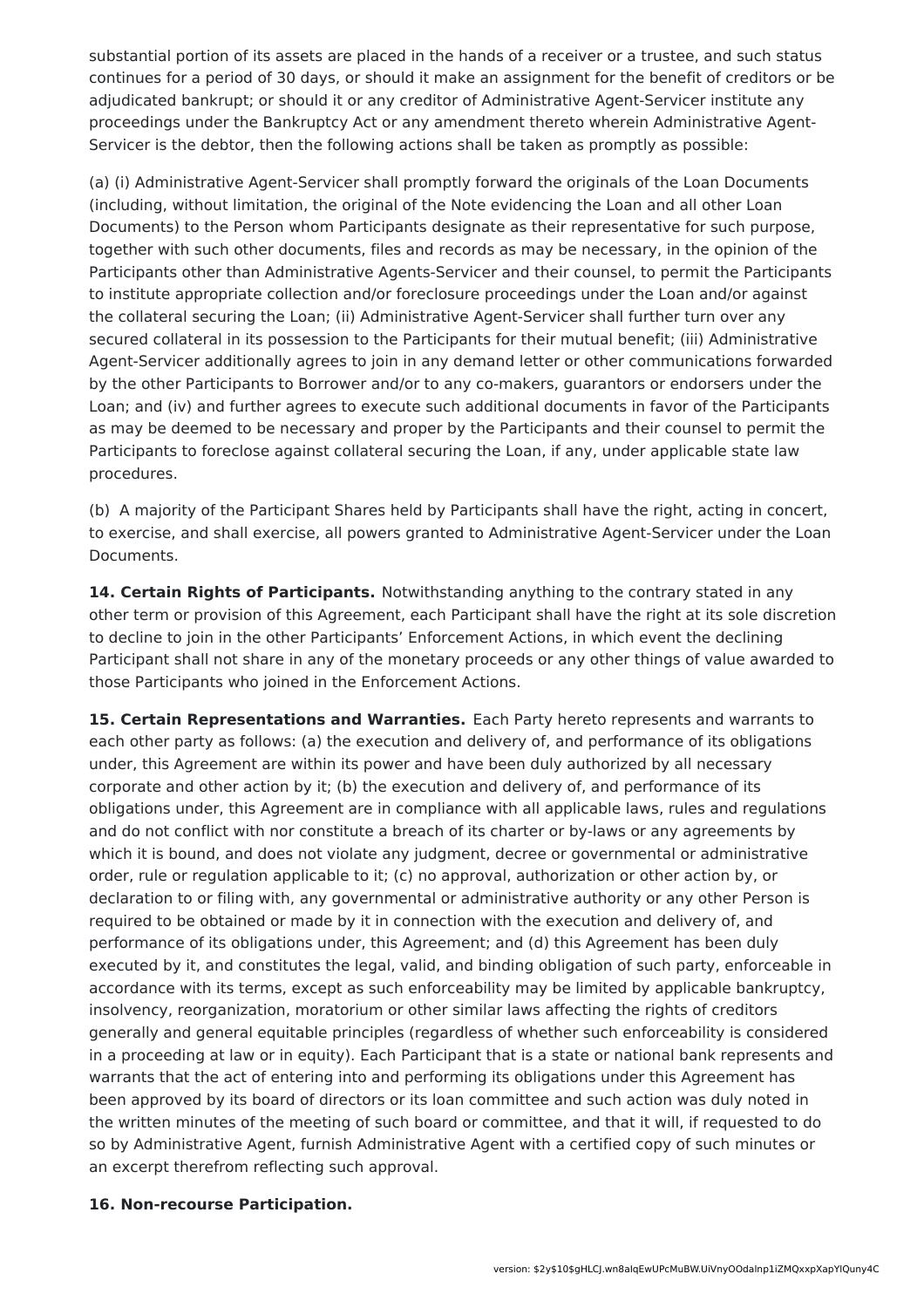substantial portion of its assets are placed in the hands of a receiver or a trustee, and such status continues for a period of 30 days, or should it make an assignment for the benefit of creditors or be adjudicated bankrupt; or should it or any creditor of Administrative Agent-Servicer institute any proceedings under the Bankruptcy Act or any amendment thereto wherein Administrative Agent-Servicer is the debtor, then the following actions shall be taken as promptly as possible:

(a) (i) Administrative Agent-Servicer shall promptly forward the originals of the Loan Documents (including, without limitation, the original of the Note evidencing the Loan and all other Loan Documents) to the Person whom Participants designate as their representative for such purpose, together with such other documents, files and records as may be necessary, in the opinion of the Participants other than Administrative Agents-Servicer and their counsel, to permit the Participants to institute appropriate collection and/or foreclosure proceedings under the Loan and/or against the collateral securing the Loan; (ii) Administrative Agent-Servicer shall further turn over any secured collateral in its possession to the Participants for their mutual benefit; (iii) Administrative Agent-Servicer additionally agrees to join in any demand letter or other communications forwarded by the other Participants to Borrower and/or to any co-makers, guarantors or endorsers under the Loan; and (iv) and further agrees to execute such additional documents in favor of the Participants as may be deemed to be necessary and proper by the Participants and their counsel to permit the Participants to foreclose against collateral securing the Loan, if any, under applicable state law procedures.

(b) A majority of the Participant Shares held by Participants shall have the right, acting in concert, to exercise, and shall exercise, all powers granted to Administrative Agent-Servicer under the Loan Documents.

**14. Certain Rights of Participants.** Notwithstanding anything to the contrary stated in any other term or provision of this Agreement, each Participant shall have the right at its sole discretion to decline to join in the other Participants' Enforcement Actions, in which event the declining Participant shall not share in any of the monetary proceeds or any other things of value awarded to those Participants who joined in the Enforcement Actions.

**15. Certain Representations and Warranties.** Each Party hereto represents and warrants to each other party as follows: (a) the execution and delivery of, and performance of its obligations under, this Agreement are within its power and have been duly authorized by all necessary corporate and other action by it; (b) the execution and delivery of, and performance of its obligations under, this Agreement are in compliance with all applicable laws, rules and regulations and do not conflict with nor constitute a breach of its charter or by-laws or any agreements by which it is bound, and does not violate any judgment, decree or governmental or administrative order, rule or regulation applicable to it; (c) no approval, authorization or other action by, or declaration to or filing with, any governmental or administrative authority or any other Person is required to be obtained or made by it in connection with the execution and delivery of, and performance of its obligations under, this Agreement; and (d) this Agreement has been duly executed by it, and constitutes the legal, valid, and binding obligation of such party, enforceable in accordance with its terms, except as such enforceability may be limited by applicable bankruptcy, insolvency, reorganization, moratorium or other similar laws affecting the rights of creditors generally and general equitable principles (regardless of whether such enforceability is considered in a proceeding at law or in equity). Each Participant that is a state or national bank represents and warrants that the act of entering into and performing its obligations under this Agreement has been approved by its board of directors or its loan committee and such action was duly noted in the written minutes of the meeting of such board or committee, and that it will, if requested to do so by Administrative Agent, furnish Administrative Agent with a certified copy of such minutes or an excerpt therefrom reflecting such approval.

**16. Non-recourse Participation.**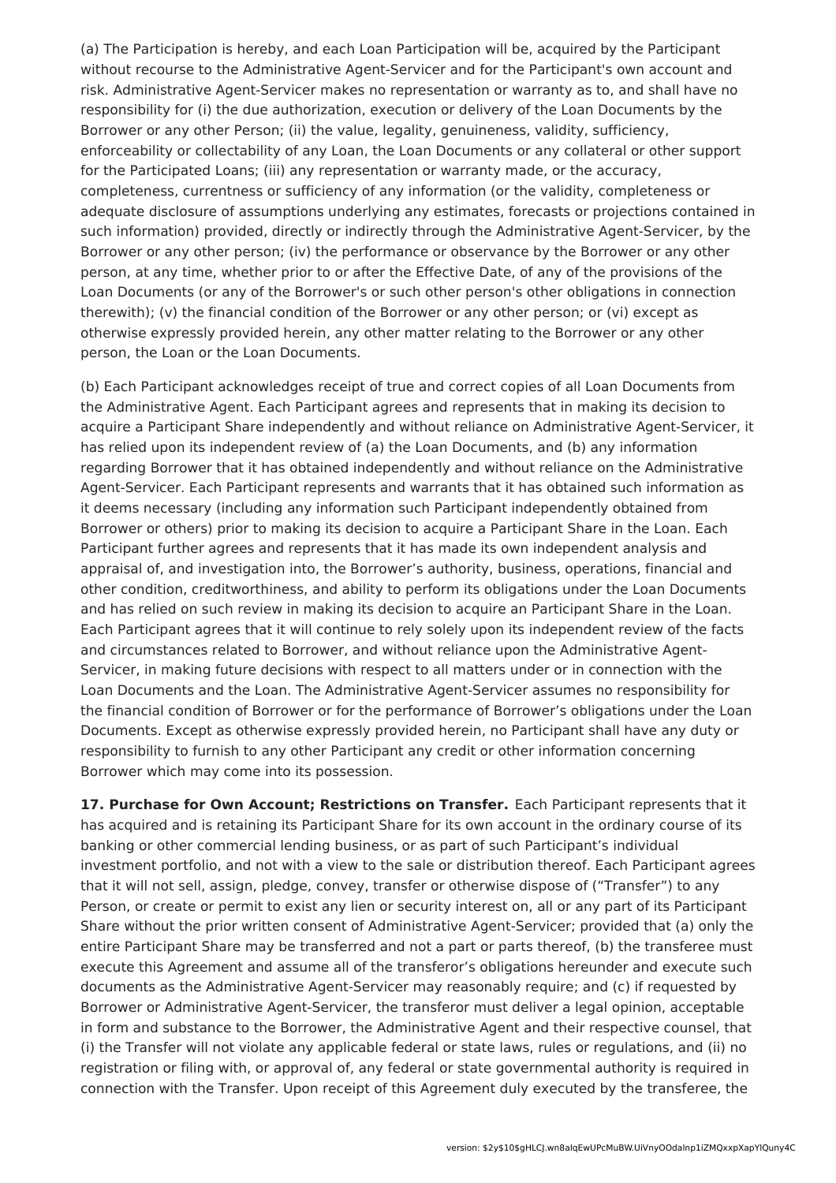(a) The Participation is hereby, and each Loan Participation will be, acquired by the Participant without recourse to the Administrative Agent-Servicer and for the Participant's own account and risk. Administrative Agent-Servicer makes no representation or warranty as to, and shall have no responsibility for (i) the due authorization, execution or delivery of the Loan Documents by the Borrower or any other Person; (ii) the value, legality, genuineness, validity, sufficiency, enforceability or collectability of any Loan, the Loan Documents or any collateral or other support for the Participated Loans; (iii) any representation or warranty made, or the accuracy, completeness, currentness or sufficiency of any information (or the validity, completeness or adequate disclosure of assumptions underlying any estimates, forecasts or projections contained in such information) provided, directly or indirectly through the Administrative Agent-Servicer, by the Borrower or any other person; (iv) the performance or observance by the Borrower or any other person, at any time, whether prior to or after the Effective Date, of any of the provisions of the Loan Documents (or any of the Borrower's or such other person's other obligations in connection therewith); (v) the financial condition of the Borrower or any other person; or (vi) except as otherwise expressly provided herein, any other matter relating to the Borrower or any other person, the Loan or the Loan Documents.

(b) Each Participant acknowledges receipt of true and correct copies of all Loan Documents from the Administrative Agent. Each Participant agrees and represents that in making its decision to acquire a Participant Share independently and without reliance on Administrative Agent-Servicer, it has relied upon its independent review of (a) the Loan Documents, and (b) any information regarding Borrower that it has obtained independently and without reliance on the Administrative Agent-Servicer. Each Participant represents and warrants that it has obtained such information as it deems necessary (including any information such Participant independently obtained from Borrower or others) prior to making its decision to acquire a Participant Share in the Loan. Each Participant further agrees and represents that it has made its own independent analysis and appraisal of, and investigation into, the Borrower's authority, business, operations, financial and other condition, creditworthiness, and ability to perform its obligations under the Loan Documents and has relied on such review in making its decision to acquire an Participant Share in the Loan. Each Participant agrees that it will continue to rely solely upon its independent review of the facts and circumstances related to Borrower, and without reliance upon the Administrative Agent-Servicer, in making future decisions with respect to all matters under or in connection with the Loan Documents and the Loan. The Administrative Agent-Servicer assumes no responsibility for the financial condition of Borrower or for the performance of Borrower's obligations under the Loan Documents. Except as otherwise expressly provided herein, no Participant shall have any duty or responsibility to furnish to any other Participant any credit or other information concerning Borrower which may come into its possession.

**17. Purchase for Own Account; Restrictions on Transfer.** Each Participant represents that it has acquired and is retaining its Participant Share for its own account in the ordinary course of its banking or other commercial lending business, or as part of such Participant's individual investment portfolio, and not with a view to the sale or distribution thereof. Each Participant agrees that it will not sell, assign, pledge, convey, transfer or otherwise dispose of ("Transfer") to any Person, or create or permit to exist any lien or security interest on, all or any part of its Participant Share without the prior written consent of Administrative Agent-Servicer; provided that (a) only the entire Participant Share may be transferred and not a part or parts thereof, (b) the transferee must execute this Agreement and assume all of the transferor's obligations hereunder and execute such documents as the Administrative Agent-Servicer may reasonably require; and (c) if requested by Borrower or Administrative Agent-Servicer, the transferor must deliver a legal opinion, acceptable in form and substance to the Borrower, the Administrative Agent and their respective counsel, that (i) the Transfer will not violate any applicable federal or state laws, rules or regulations, and (ii) no registration or filing with, or approval of, any federal or state governmental authority is required in connection with the Transfer. Upon receipt of this Agreement duly executed by the transferee, the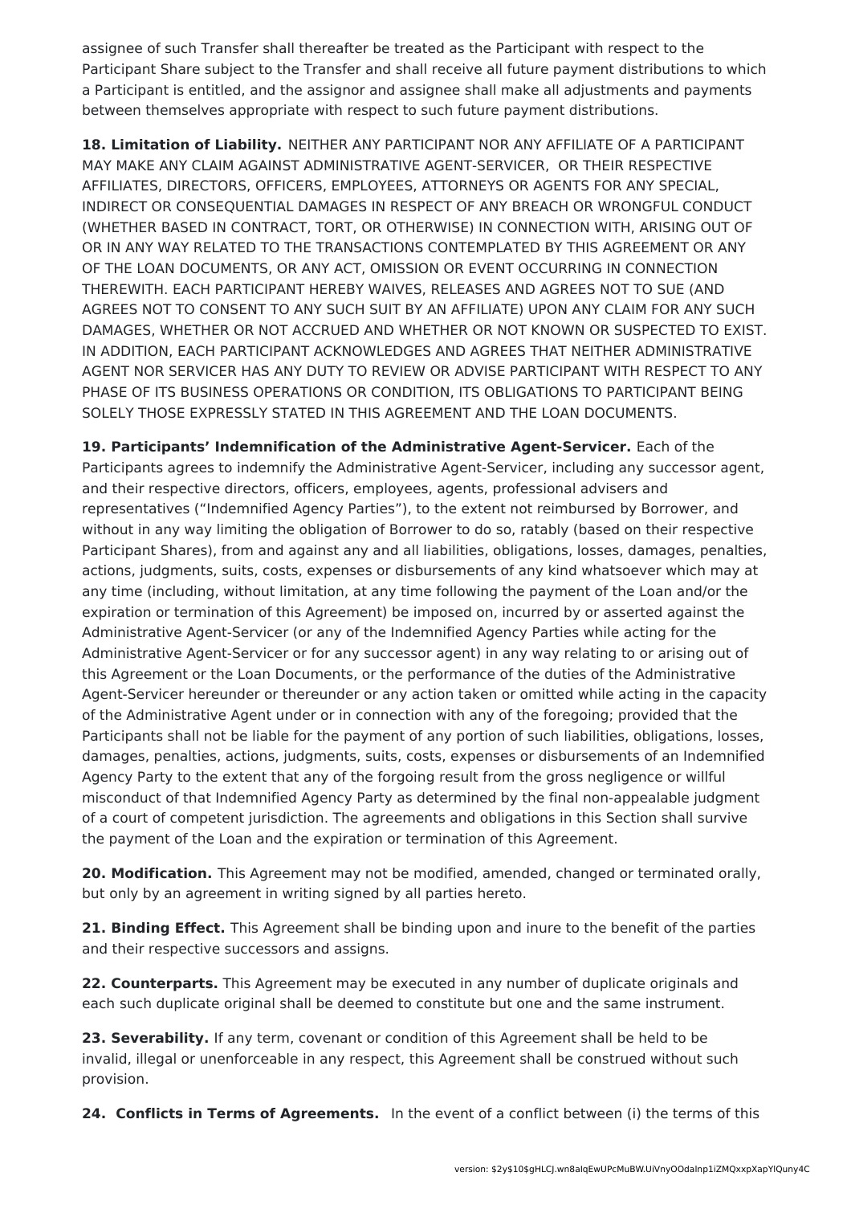assignee of such Transfer shall thereafter be treated as the Participant with respect to the Participant Share subject to the Transfer and shall receive all future payment distributions to which a Participant is entitled, and the assignor and assignee shall make all adjustments and payments between themselves appropriate with respect to such future payment distributions.

**18. Limitation of Liability.** NEITHER ANY PARTICIPANT NOR ANY AFFILIATE OF A PARTICIPANT MAY MAKE ANY CLAIM AGAINST ADMINISTRATIVE AGENT-SERVICER, OR THEIR RESPECTIVE AFFILIATES, DIRECTORS, OFFICERS, EMPLOYEES, ATTORNEYS OR AGENTS FOR ANY SPECIAL, INDIRECT OR CONSEQUENTIAL DAMAGES IN RESPECT OF ANY BREACH OR WRONGFUL CONDUCT (WHETHER BASED IN CONTRACT, TORT, OR OTHERWISE) IN CONNECTION WITH, ARISING OUT OF OR IN ANY WAY RELATED TO THE TRANSACTIONS CONTEMPLATED BY THIS AGREEMENT OR ANY OF THE LOAN DOCUMENTS, OR ANY ACT, OMISSION OR EVENT OCCURRING IN CONNECTION THEREWITH. EACH PARTICIPANT HEREBY WAIVES, RELEASES AND AGREES NOT TO SUE (AND AGREES NOT TO CONSENT TO ANY SUCH SUIT BY AN AFFILIATE) UPON ANY CLAIM FOR ANY SUCH DAMAGES, WHETHER OR NOT ACCRUED AND WHETHER OR NOT KNOWN OR SUSPECTED TO EXIST. IN ADDITION, EACH PARTICIPANT ACKNOWLEDGES AND AGREES THAT NEITHER ADMINISTRATIVE AGENT NOR SERVICER HAS ANY DUTY TO REVIEW OR ADVISE PARTICIPANT WITH RESPECT TO ANY PHASE OF ITS BUSINESS OPERATIONS OR CONDITION, ITS OBLIGATIONS TO PARTICIPANT BEING SOLELY THOSE EXPRESSLY STATED IN THIS AGREEMENT AND THE LOAN DOCUMENTS.

**19. Participants' Indemnification of the Administrative Agent-Servicer.** Each of the Participants agrees to indemnify the Administrative Agent-Servicer, including any successor agent, and their respective directors, officers, employees, agents, professional advisers and representatives ("Indemnified Agency Parties"), to the extent not reimbursed by Borrower, and without in any way limiting the obligation of Borrower to do so, ratably (based on their respective Participant Shares), from and against any and all liabilities, obligations, losses, damages, penalties, actions, judgments, suits, costs, expenses or disbursements of any kind whatsoever which may at any time (including, without limitation, at any time following the payment of the Loan and/or the expiration or termination of this Agreement) be imposed on, incurred by or asserted against the Administrative Agent-Servicer (or any of the Indemnified Agency Parties while acting for the Administrative Agent-Servicer or for any successor agent) in any way relating to or arising out of this Agreement or the Loan Documents, or the performance of the duties of the Administrative Agent-Servicer hereunder or thereunder or any action taken or omitted while acting in the capacity of the Administrative Agent under or in connection with any of the foregoing; provided that the Participants shall not be liable for the payment of any portion of such liabilities, obligations, losses, damages, penalties, actions, judgments, suits, costs, expenses or disbursements of an Indemnified Agency Party to the extent that any of the forgoing result from the gross negligence or willful misconduct of that Indemnified Agency Party as determined by the final non-appealable judgment of a court of competent jurisdiction. The agreements and obligations in this Section shall survive the payment of the Loan and the expiration or termination of this Agreement.

**20. Modification.** This Agreement may not be modified, amended, changed or terminated orally, but only by an agreement in writing signed by all parties hereto.

**21. Binding Effect.** This Agreement shall be binding upon and inure to the benefit of the parties and their respective successors and assigns.

**22. Counterparts.** This Agreement may be executed in any number of duplicate originals and each such duplicate original shall be deemed to constitute but one and the same instrument.

**23. Severability.** If any term, covenant or condition of this Agreement shall be held to be invalid, illegal or unenforceable in any respect, this Agreement shall be construed without such provision.

**24. Conflicts in Terms of Agreements.** In the event of a conflict between (i) the terms of this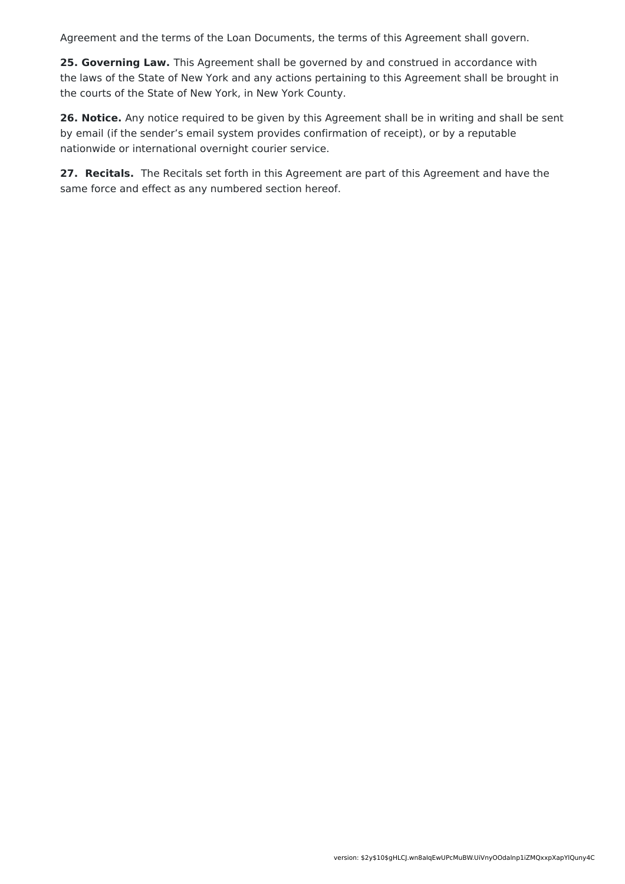Agreement and the terms of the Loan Documents, the terms of this Agreement shall govern.

**25. Governing Law.** This Agreement shall be governed by and construed in accordance with the laws of the State of New York and any actions pertaining to this Agreement shall be brought in the courts of the State of New York, in New York County.

**26. Notice.** Any notice required to be given by this Agreement shall be in writing and shall be sent by email (if the sender's email system provides confirmation of receipt), or by a reputable nationwide or international overnight courier service.

**27. Recitals.** The Recitals set forth in this Agreement are part of this Agreement and have the same force and effect as any numbered section hereof.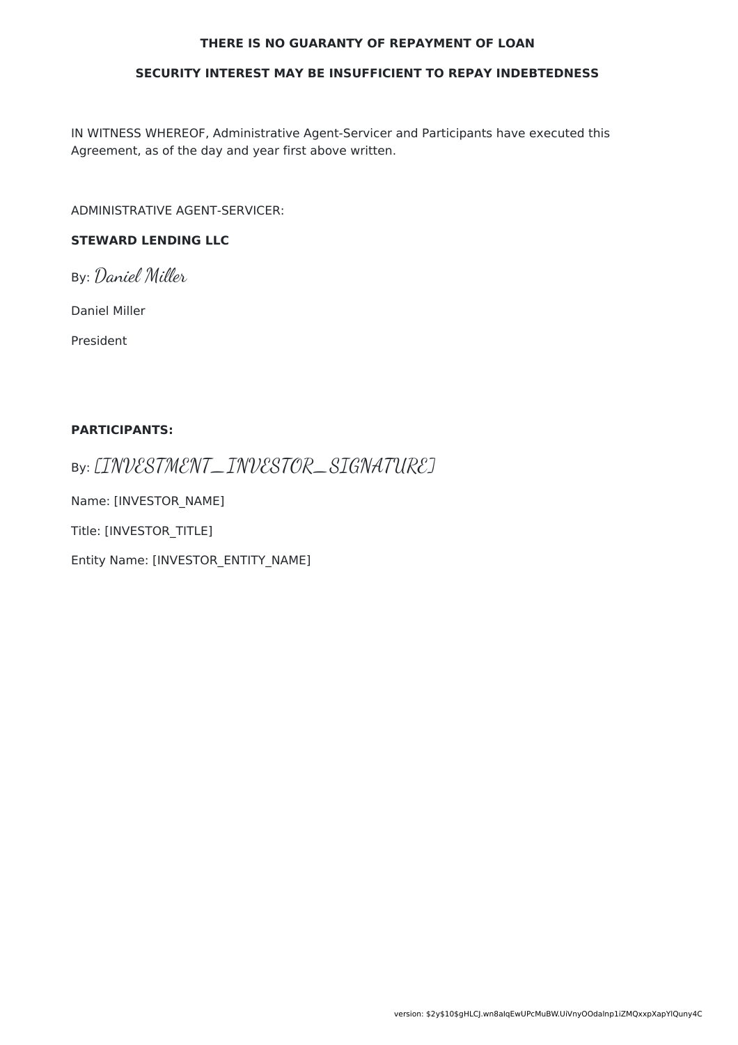**THERE IS NO GUARANTY OF REPAYMENT OF LOAN**

**SECURITY INTEREST MAY BE INSUFFICIENT TO REPAY INDEBTEDNESS**

IN WITNESS WHEREOF, Administrative Agent-Servicer and Participants have executed this Agreement, as of the day and year first above written.

ADMINISTRATIVE AGENT-SERVICER:

**STEWARD LENDING LLC**

By: *Daniel Miller*

Daniel Miller

President

**PARTICIPANTS:**

By: *[INVESTMENT_INVESTOR_SIGNATURE]*

Name: [INVESTOR_NAME]

Title: [INVESTOR_TITLE]

Entity Name: [INVESTOR_ENTITY_NAME]

version: $2y$10$gHLCJ.wn8alqEwUPcMuBW.UiVnyOOdaInp1iZMQxxpXapYIQuny4C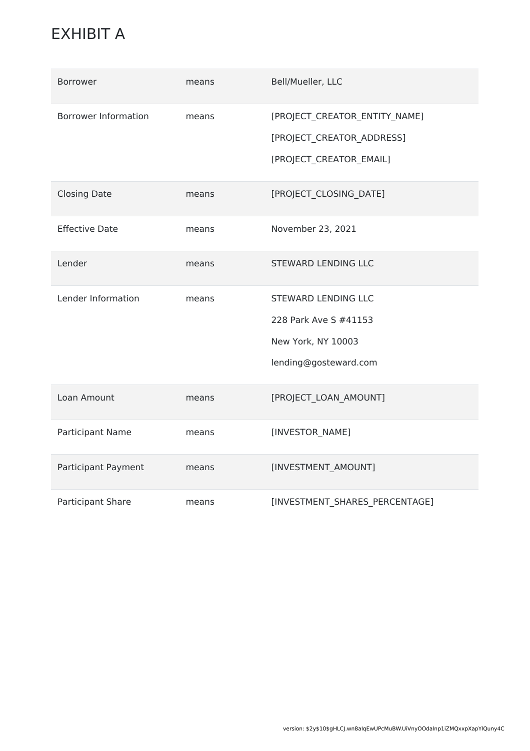# EXHIBIT A

| | | |
|---|---|---|
| Borrower | means | Bell/Mueller, LLC |
| Borrower Information | means | [PROJECT_CREATOR_ENTITY_NAME]<br>[PROJECT_CREATOR_ADDRESS]<br>[PROJECT_CREATOR_EMAIL] |
| Closing Date | means | [PROJECT_CLOSING_DATE] |
| Effective Date | means | November 23, 2021 |
| Lender | means | STEWARD LENDING LLC |
| Lender Information | means | STEWARD LENDING LLC<br>228 Park Ave S #41153<br>New York, NY 10003<br>lending@gosteward.com |
| Loan Amount | means | [PROJECT_LOAN_AMOUNT] |
| Participant Name | means | [INVESTOR_NAME] |
| Participant Payment | means | [INVESTMENT_AMOUNT] |
| Participant Share | means | [INVESTMENT_SHARES_PERCENTAGE] |

version: $2y$10$gHLCJ.wn8alqEwUPcMuBW.UiVnyOOdaInp1iZMQxxpXapYIQuny4C